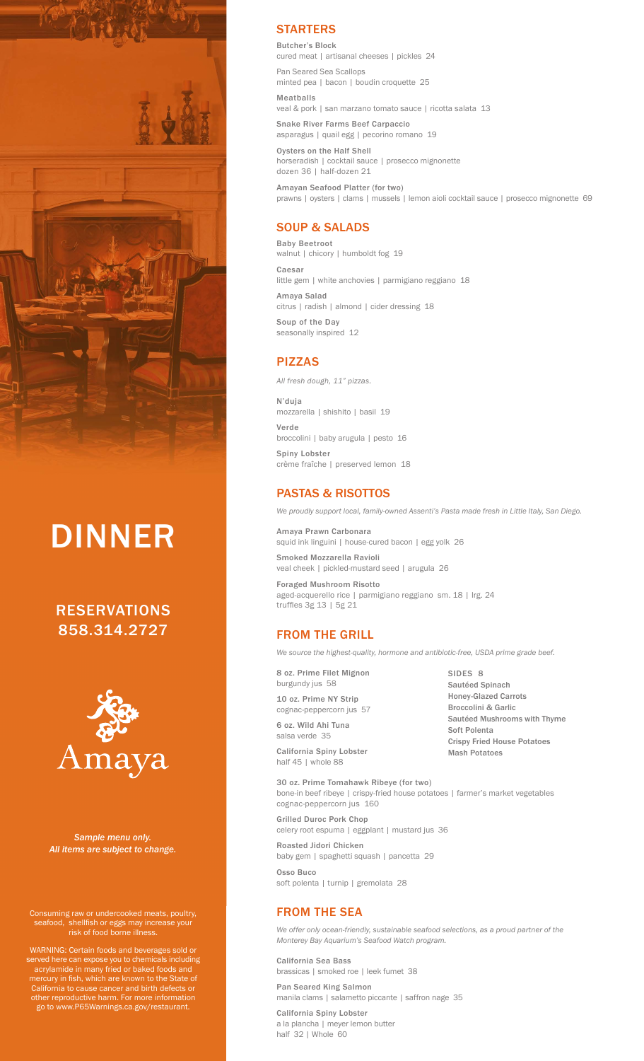# DINNER

## RESERVATIONS
## 858.314.2727

Amaya

*Sample menu only.*
*All items are subject to change.*

Consuming raw or undercooked meats, poultry, seafood, shellfish or eggs may increase your risk of food borne illness.

WARNING: Certain foods and beverages sold or served here can expose you to chemicals including acrylamide in many fried or baked foods and mercury in fish, which are known to the State of California to cause cancer and birth defects or other reproductive harm. For more information go to www.P65Warnings.ca.gov/restaurant.

## STARTERS

**Butcher's Block**
cured meat | artisanal cheeses | pickles 24

**Pan Seared Sea Scallops**
minted pea | bacon | boudin croquette 25

**Meatballs**
veal & pork | san marzano tomato sauce | ricotta salata 13

**Snake River Farms Beef Carpaccio**
asparagus | quail egg | pecorino romano 19

**Oysters on the Half Shell**
horseradish | cocktail sauce | prosecco mignonette
dozen 36 | half-dozen 21

**Amayan Seafood Platter (for two)**
prawns | oysters | clams | mussels | lemon aioli cocktail sauce | prosecco mignonette 69

## SOUP & SALADS

**Baby Beetroot**
walnut | chicory | humboldt fog 19

**Caesar**
little gem | white anchovies | parmigiano reggiano 18

**Amaya Salad**
citrus | radish | almond | cider dressing 18

**Soup of the Day**
seasonally inspired 12

## PIZZAS

*All fresh dough, 11" pizzas.*

**N'duja**
mozzarella | shishito | basil 19

**Verde**
broccolini | baby arugula | pesto 16

**Spiny Lobster**
crème fraîche | preserved lemon 18

## PASTAS & RISOTTOS

*We proudly support local, family-owned Assenti's Pasta made fresh in Little Italy, San Diego.*

**Amaya Prawn Carbonara**
squid ink linguini | house-cured bacon | egg yolk 26

**Smoked Mozzarella Ravioli**
veal cheek | pickled-mustard seed | arugula 26

**Foraged Mushroom Risotto**
aged-acquerello rice | parmigiano reggiano sm. 18 | lrg. 24
truffles 3g 13 | 5g 21

## FROM THE GRILL

*We source the highest-quality, hormone and antibiotic-free, USDA prime grade beef.*

**8 oz. Prime Filet Mignon**
burgundy jus 58

**10 oz. Prime NY Strip**
cognac-peppercorn jus 57

**6 oz. Wild Ahi Tuna**
salsa verde 35

**California Spiny Lobster**
half 45 | whole 88

**SIDES 8**
- Sautéed Spinach
- Honey-Glazed Carrots
- Broccolini & Garlic
- Sautéed Mushrooms with Thyme
- Soft Polenta
- Crispy Fried House Potatoes
- Mash Potatoes

**30 oz. Prime Tomahawk Ribeye (for two)**
bone-in beef ribeye | crispy-fried house potatoes | farmer's market vegetables
cognac-peppercorn jus 160

**Grilled Duroc Pork Chop**
celery root espuma | eggplant | mustard jus 36

**Roasted Jidori Chicken**
baby gem | spaghetti squash | pancetta 29

**Osso Buco**
soft polenta | turnip | gremolata 28

## FROM THE SEA

*We offer only ocean-friendly, sustainable seafood selections, as a proud partner of the Monterey Bay Aquarium's Seafood Watch program.*

**California Sea Bass**
brassicas | smoked roe | leek fumet 38

**Pan Seared King Salmon**
manila clams | salametto piccante | saffron nage 35

**California Spiny Lobster**
a la plancha | meyer lemon butter
half 32 | Whole 60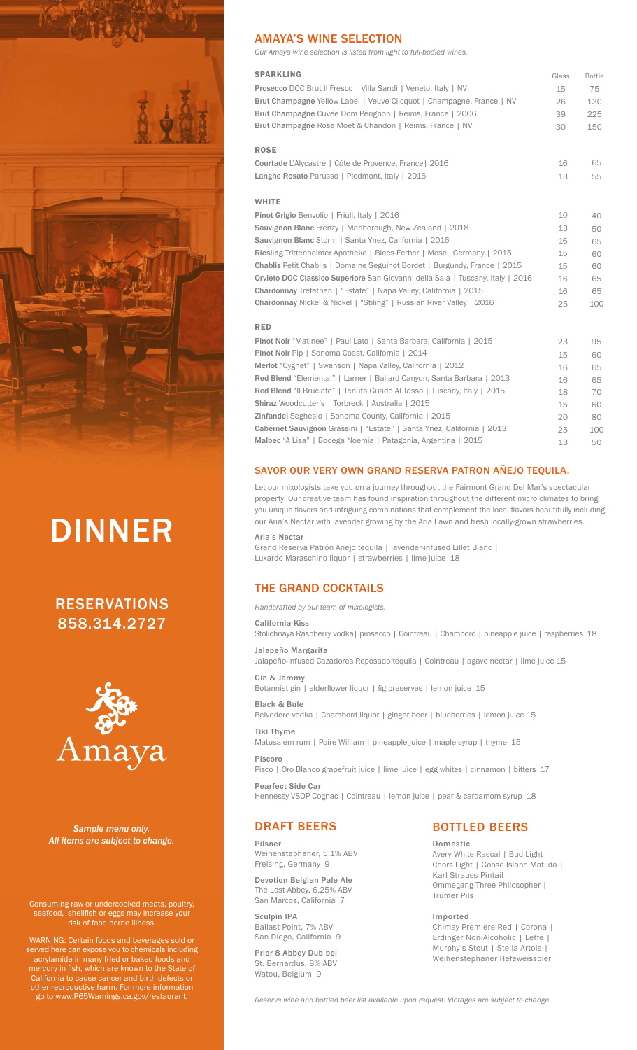# DINNER

## RESERVATIONS
858.314.2727

Amaya

*Sample menu only.*
*All items are subject to change.*

Consuming raw or undercooked meats, poultry, seafood, shellfish or eggs may increase your risk of food borne illness.

WARNING: Certain foods and beverages sold or served here can expose you to chemicals including acrylamide in many fried or baked foods and mercury in fish, which are known to the State of California to cause cancer and birth defects or other reproductive harm. For more information go to www.P65Warnings.ca.gov/restaurant.

## AMAYA'S WINE SELECTION

*Our Amaya wine selection is listed from light to full-bodied wines.*

| SPARKLING | Glass | Bottle |
|---|---|---|
| **Prosecco** DOC Brut Il Fresco \| Villa Sandi \| Veneto, Italy \| NV | 15 | 75 |
| **Brut Champagne** Yellow Label \| Veuve Clicquot \| Champagne, France \| NV | 26 | 130 |
| **Brut Champagne** Cuvée Dom Pérignon \| Reims, France \| 2006 | 39 | 225 |
| **Brut Champagne** Rose Moët & Chandon \| Reims, France \| NV | 30 | 150 |
| **ROSE** | | |
| **Courtade** L'Alycastre \| Côte de Provence, France\| 2016 | 16 | 65 |
| **Langhe Rosato** Parusso \| Piedmont, Italy \| 2016 | 13 | 55 |
| **WHITE** | | |
| **Pinot Grigio** Benvolio \| Friuli, Italy \| 2016 | 10 | 40 |
| **Sauvignon Blanc** Frenzy \| Marlborough, New Zealand \| 2018 | 13 | 50 |
| **Sauvignon Blanc** Storm \| Santa Ynez, California \| 2016 | 16 | 65 |
| **Riesling** Trittenheimer Apotheke \| Blees-Ferber \| Mosel, Germany \| 2015 | 15 | 60 |
| **Chablis** Petit Chablis \| Domaine Seguinot Bordet \| Burgundy, France \| 2015 | 15 | 60 |
| **Orvieto DOC Classico Superiore** San Giovanni della Sala \| Tuscany, Italy \| 2016 | 16 | 65 |
| **Chardonnay** Trefethen \| "Estate" \| Napa Valley, California \| 2015 | 16 | 65 |
| **Chardonnay** Nickel & Nickel \| "Stiling" \| Russian River Valley \| 2016 | 25 | 100 |
| **RED** | | |
| **Pinot Noir** "Matinee" \| Paul Lato \| Santa Barbara, California \| 2015 | 23 | 95 |
| **Pinot Noir** Pip \| Sonoma Coast, California \| 2014 | 15 | 60 |
| **Merlot** "Cygnet" \| Swanson \| Napa Valley, California \| 2012 | 16 | 65 |
| **Red Blend** "Elemental" \| Larner \| Ballard Canyon, Santa Barbara \| 2013 | 16 | 65 |
| **Red Blend** "Il Bruciato" \| Tenuta Guado Al Tasso \| Tuscany, Italy \| 2015 | 18 | 70 |
| **Shiraz** Woodcutter's \| Torbreck \| Australia \| 2015 | 15 | 60 |
| **Zinfandel** Seghesio \| Sonoma County, California \| 2015 | 20 | 80 |
| **Cabernet Sauvignon** Grassini \| "Estate" \| Santa Ynez, California \| 2013 | 25 | 100 |
| **Malbec** "A Lisa" \| Bodega Noemia \| Patagonia, Argentina \| 2015 | 13 | 50 |

## SAVOR OUR VERY OWN GRAND RESERVA PATRON AÑEJO TEQUILA.

Let our mixologists take you on a journey throughout the Fairmont Grand Del Mar's spectacular property. Our creative team has found inspiration throughout the different micro climates to bring you unique flavors and intriguing combinations that complement the local flavors beautifully including our Aria's Nectar with lavender growing by the Aria Lawn and fresh locally-grown strawberries.

**Aria's Nectar**
Grand Reserva Patrón Añejo tequila | lavender-infused Lillet Blanc | Luxardo Maraschino liquor | strawberries | lime juice 18

## THE GRAND COCKTAILS

*Handcrafted by our team of mixologists.*

**California Kiss**
Stolichnaya Raspberry vodka| prosecco | Cointreau | Chambord | pineapple juice | raspberries 18

**Jalapeño Margarita**
Jalapeño-infused Cazadores Reposado tequila | Cointreau | agave nectar | lime juice 15

**Gin & Jammy**
Botannist gin | elderflower liquor | fig preserves | lemon juice 15

**Black & Bule**
Belvedere vodka | Chambord liquor | ginger beer | blueberries | lemon juice 15

**Tiki Thyme**
Matusalem rum | Poire William | pineapple juice | maple syrup | thyme 15

**Piscoro**
Pisco | Oro Blanco grapefruit juice | lime juice | egg whites | cinnamon | bitters 17

**Pearfect Side Car**
Hennessy VSOP Cognac | Cointreau | lemon juice | pear & cardamom syrup 18

## DRAFT BEERS

**Pilsner**
Weihenstephaner, 5.1% ABV
Freising, Germany 9

**Devotion Belgian Pale Ale**
The Lost Abbey, 6.25% ABV
San Marcos, California 7

**Sculpin IPA**
Ballast Point, 7% ABV
San Diego, California 9

**Prior 8 Abbey Dub bel**
St. Bernardus, 8% ABV
Watou, Belgium 9

## BOTTLED BEERS

**Domestic**
Avery White Rascal | Bud Light | Coors Light | Goose Island Matilda | Karl Strauss Pintail | Ommegang Three Philosopher | Trumer Pils

**Imported**
Chimay Premiere Red | Corona | Erdinger Non-Alcoholic | Leffe | Murphy's Stout | Stella Artois | Weihenstephaner Hefeweissbier

*Reserve wine and bottled beer list available upon request. Vintages are subject to change.*